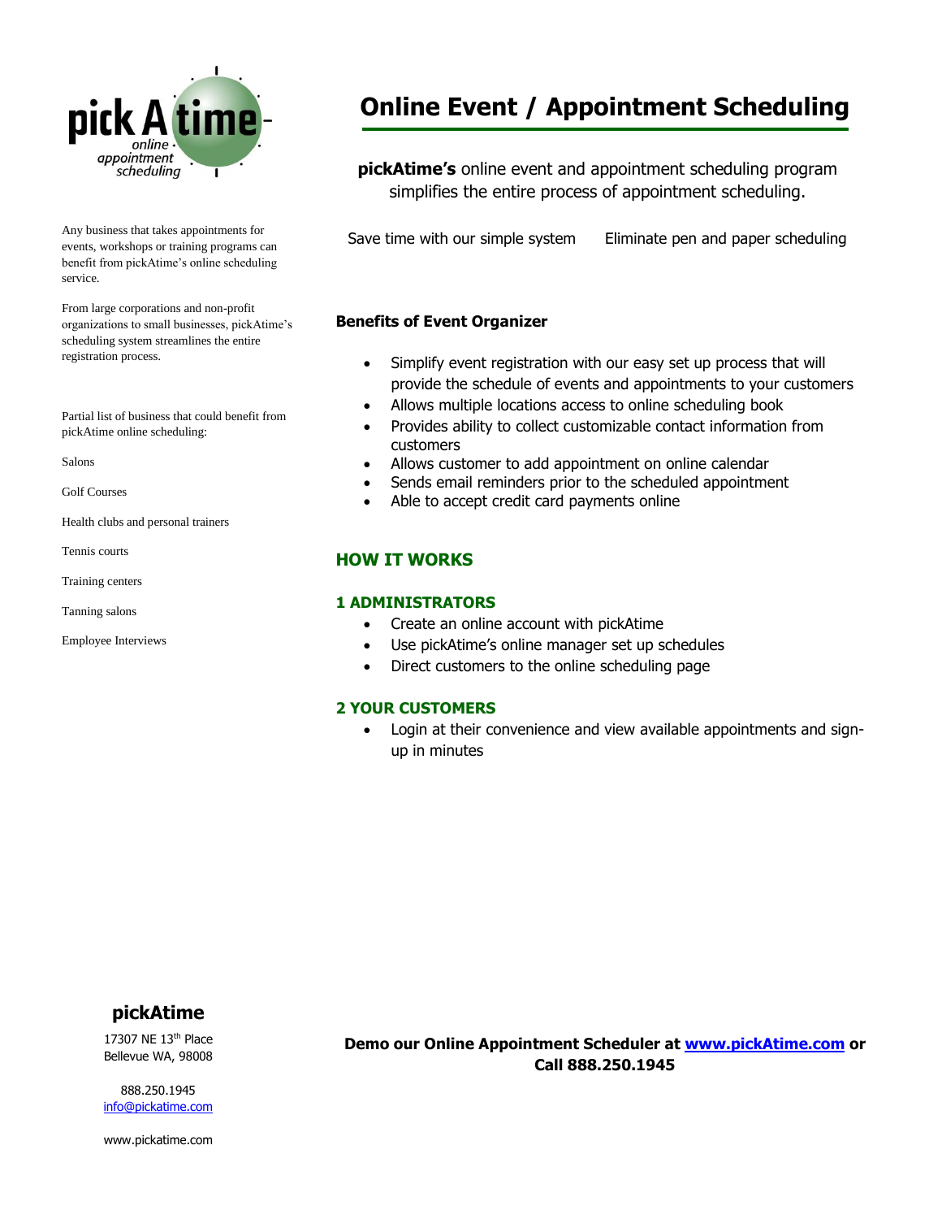pick A time
online appointment scheduling

# Online Event / Appointment Scheduling

**pickAtime's** online event and appointment scheduling program simplifies the entire process of appointment scheduling.

Save time with our simple system

Eliminate pen and paper scheduling

Any business that takes appointments for events, workshops or training programs can benefit from pickAtime's online scheduling service.

From large corporations and non-profit organizations to small businesses, pickAtime's scheduling system streamlines the entire registration process.

Partial list of business that could benefit from pickAtime online scheduling:

Salons

Golf Courses

Health clubs and personal trainers

Tennis courts

Training centers

Tanning salons

Employee Interviews

### Benefits of Event Organizer

- Simplify event registration with our easy set up process that will provide the schedule of events and appointments to your customers
- Allows multiple locations access to online scheduling book
- Provides ability to collect customizable contact information from customers
- Allows customer to add appointment on online calendar
- Sends email reminders prior to the scheduled appointment
- Able to accept credit card payments online

## HOW IT WORKS

### 1 ADMINISTRATORS

- Create an online account with pickAtime
- Use pickAtime's online manager set up schedules
- Direct customers to the online scheduling page

### 2 YOUR CUSTOMERS

- Login at their convenience and view available appointments and sign-up in minutes

**pickAtime**

17307 NE 13th Place
Bellevue WA, 98008

888.250.1945
info@pickatime.com

www.pickatime.com

**Demo our Online Appointment Scheduler at www.pickAtime.com or Call 888.250.1945**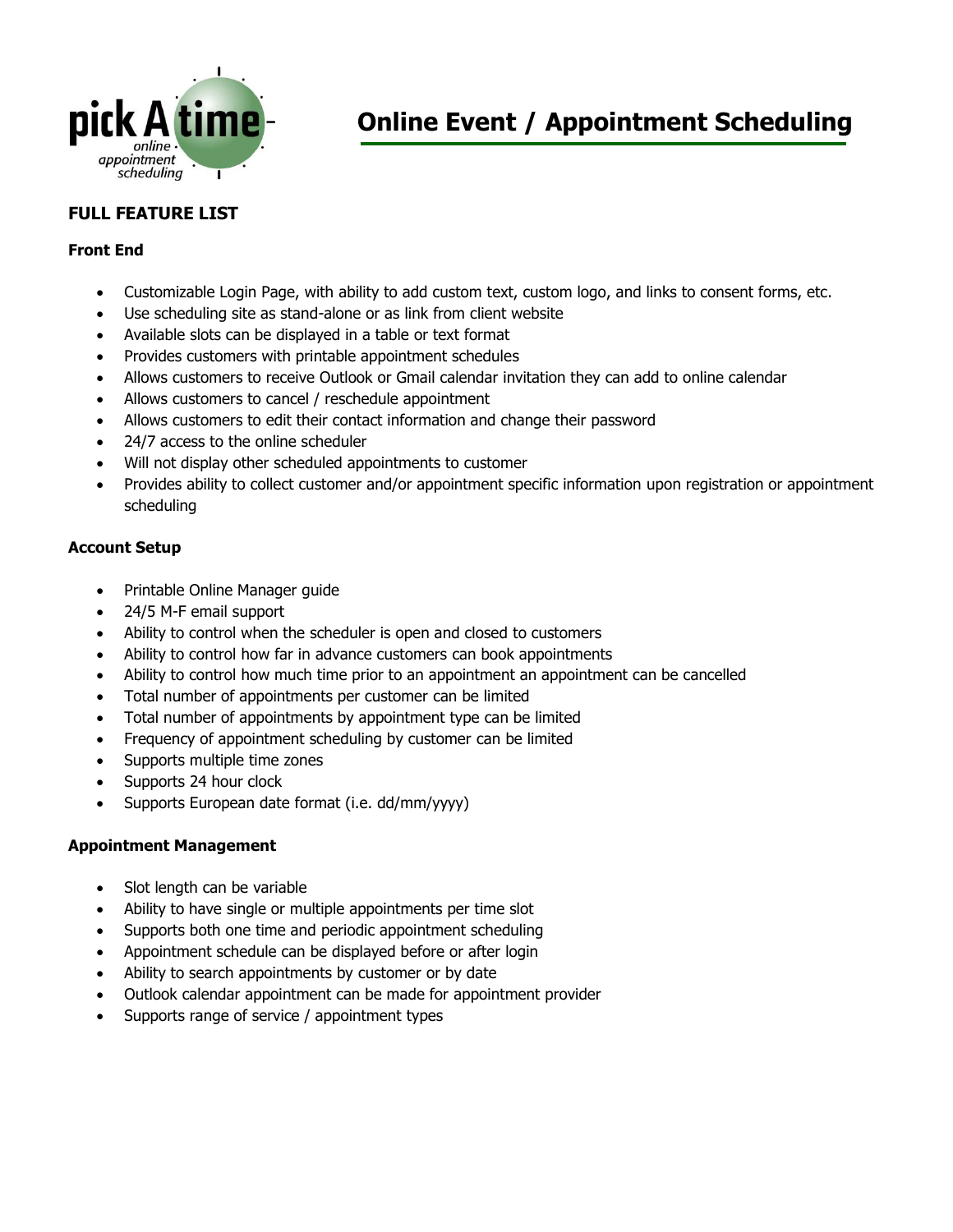# Online Event / Appointment Scheduling

## FULL FEATURE LIST

### Front End

- Customizable Login Page, with ability to add custom text, custom logo, and links to consent forms, etc.
- Use scheduling site as stand-alone or as link from client website
- Available slots can be displayed in a table or text format
- Provides customers with printable appointment schedules
- Allows customers to receive Outlook or Gmail calendar invitation they can add to online calendar
- Allows customers to cancel / reschedule appointment
- Allows customers to edit their contact information and change their password
- 24/7 access to the online scheduler
- Will not display other scheduled appointments to customer
- Provides ability to collect customer and/or appointment specific information upon registration or appointment scheduling

### Account Setup

- Printable Online Manager guide
- 24/5 M-F email support
- Ability to control when the scheduler is open and closed to customers
- Ability to control how far in advance customers can book appointments
- Ability to control how much time prior to an appointment an appointment can be cancelled
- Total number of appointments per customer can be limited
- Total number of appointments by appointment type can be limited
- Frequency of appointment scheduling by customer can be limited
- Supports multiple time zones
- Supports 24 hour clock
- Supports European date format (i.e. dd/mm/yyyy)

### Appointment Management

- Slot length can be variable
- Ability to have single or multiple appointments per time slot
- Supports both one time and periodic appointment scheduling
- Appointment schedule can be displayed before or after login
- Ability to search appointments by customer or by date
- Outlook calendar appointment can be made for appointment provider
- Supports range of service / appointment types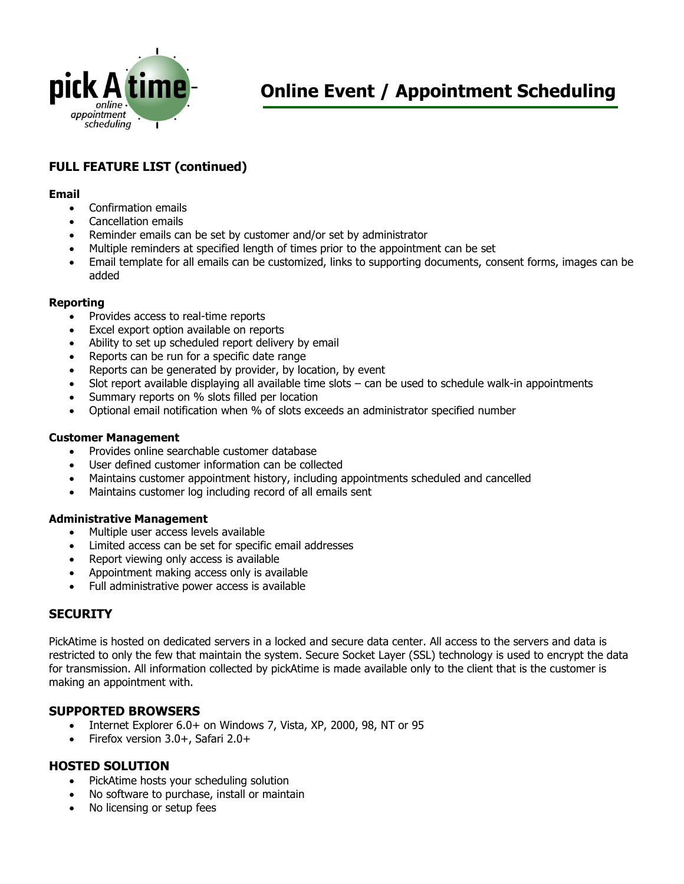# Online Event / Appointment Scheduling

## FULL FEATURE LIST (continued)

**Email**

- Confirmation emails
- Cancellation emails
- Reminder emails can be set by customer and/or set by administrator
- Multiple reminders at specified length of times prior to the appointment can be set
- Email template for all emails can be customized, links to supporting documents, consent forms, images can be added

**Reporting**

- Provides access to real-time reports
- Excel export option available on reports
- Ability to set up scheduled report delivery by email
- Reports can be run for a specific date range
- Reports can be generated by provider, by location, by event
- Slot report available displaying all available time slots – can be used to schedule walk-in appointments
- Summary reports on % slots filled per location
- Optional email notification when % of slots exceeds an administrator specified number

**Customer Management**

- Provides online searchable customer database
- User defined customer information can be collected
- Maintains customer appointment history, including appointments scheduled and cancelled
- Maintains customer log including record of all emails sent

**Administrative Management**

- Multiple user access levels available
- Limited access can be set for specific email addresses
- Report viewing only access is available
- Appointment making access only is available
- Full administrative power access is available

## SECURITY

PickAtime is hosted on dedicated servers in a locked and secure data center. All access to the servers and data is restricted to only the few that maintain the system. Secure Socket Layer (SSL) technology is used to encrypt the data for transmission. All information collected by pickAtime is made available only to the client that is the customer is making an appointment with.

## SUPPORTED BROWSERS

- Internet Explorer 6.0+ on Windows 7, Vista, XP, 2000, 98, NT or 95
- Firefox version 3.0+, Safari 2.0+

## HOSTED SOLUTION

- PickAtime hosts your scheduling solution
- No software to purchase, install or maintain
- No licensing or setup fees